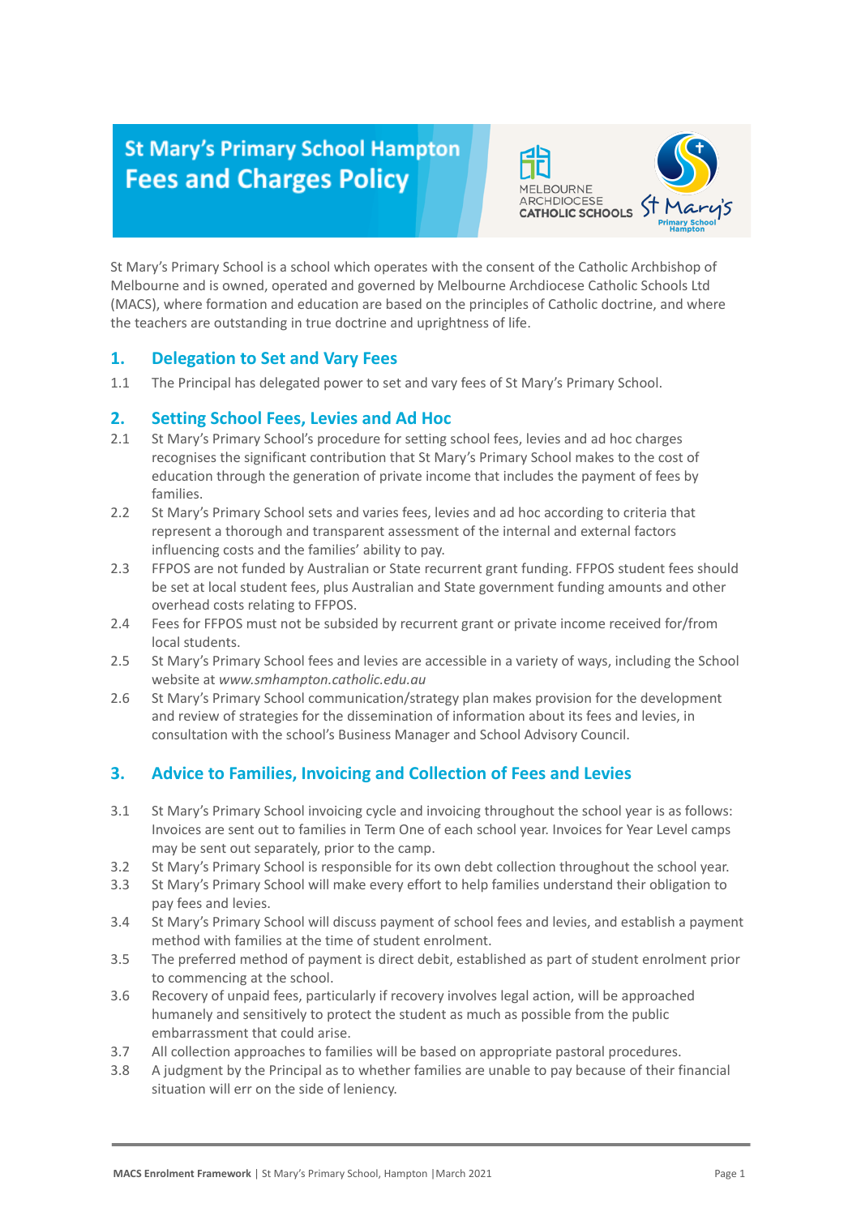# St Mary's Primary School Hampton
# Fees and Charges Policy

St Mary's Primary School is a school which operates with the consent of the Catholic Archbishop of Melbourne and is owned, operated and governed by Melbourne Archdiocese Catholic Schools Ltd (MACS), where formation and education are based on the principles of Catholic doctrine, and where the teachers are outstanding in true doctrine and uprightness of life.

## 1. Delegation to Set and Vary Fees

1.1 The Principal has delegated power to set and vary fees of St Mary's Primary School.

## 2. Setting School Fees, Levies and Ad Hoc

2.1 St Mary's Primary School's procedure for setting school fees, levies and ad hoc charges recognises the significant contribution that St Mary's Primary School makes to the cost of education through the generation of private income that includes the payment of fees by families.

2.2 St Mary's Primary School sets and varies fees, levies and ad hoc according to criteria that represent a thorough and transparent assessment of the internal and external factors influencing costs and the families' ability to pay.

2.3 FFPOS are not funded by Australian or State recurrent grant funding. FFPOS student fees should be set at local student fees, plus Australian and State government funding amounts and other overhead costs relating to FFPOS.

2.4 Fees for FFPOS must not be subsided by recurrent grant or private income received for/from local students.

2.5 St Mary's Primary School fees and levies are accessible in a variety of ways, including the School website at *www.smhampton.catholic.edu.au*

2.6 St Mary's Primary School communication/strategy plan makes provision for the development and review of strategies for the dissemination of information about its fees and levies, in consultation with the school's Business Manager and School Advisory Council.

## 3. Advice to Families, Invoicing and Collection of Fees and Levies

3.1 St Mary's Primary School invoicing cycle and invoicing throughout the school year is as follows: Invoices are sent out to families in Term One of each school year. Invoices for Year Level camps may be sent out separately, prior to the camp.

3.2 St Mary's Primary School is responsible for its own debt collection throughout the school year.

3.3 St Mary's Primary School will make every effort to help families understand their obligation to pay fees and levies.

3.4 St Mary's Primary School will discuss payment of school fees and levies, and establish a payment method with families at the time of student enrolment.

3.5 The preferred method of payment is direct debit, established as part of student enrolment prior to commencing at the school.

3.6 Recovery of unpaid fees, particularly if recovery involves legal action, will be approached humanely and sensitively to protect the student as much as possible from the public embarrassment that could arise.

3.7 All collection approaches to families will be based on appropriate pastoral procedures.

3.8 A judgment by the Principal as to whether families are unable to pay because of their financial situation will err on the side of leniency.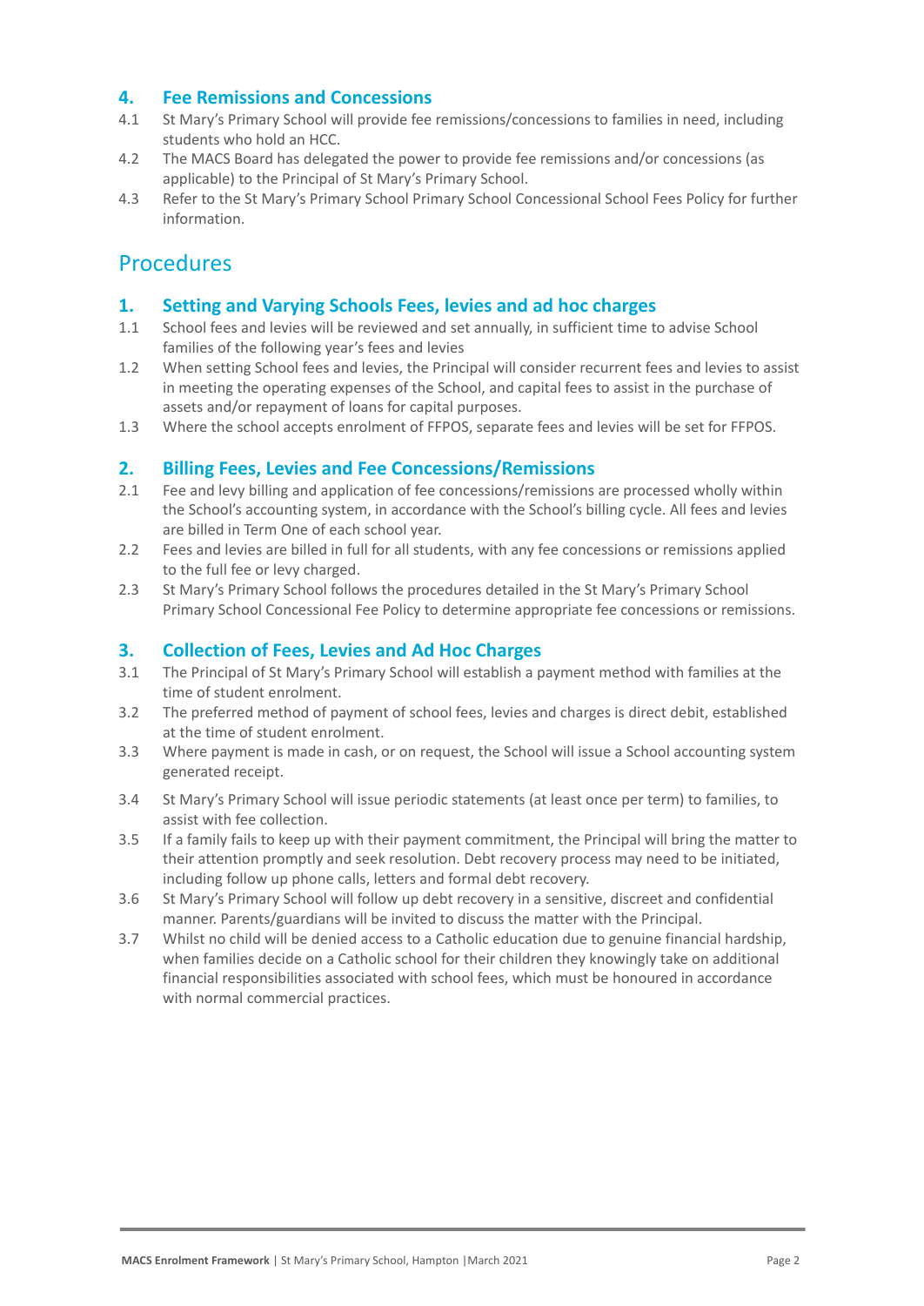### 4. Fee Remissions and Concessions

4.1 St Mary's Primary School will provide fee remissions/concessions to families in need, including students who hold an HCC.

4.2 The MACS Board has delegated the power to provide fee remissions and/or concessions (as applicable) to the Principal of St Mary's Primary School.

4.3 Refer to the St Mary's Primary School Primary School Concessional School Fees Policy for further information.

## Procedures

### 1. Setting and Varying Schools Fees, levies and ad hoc charges

1.1 School fees and levies will be reviewed and set annually, in sufficient time to advise School families of the following year's fees and levies

1.2 When setting School fees and levies, the Principal will consider recurrent fees and levies to assist in meeting the operating expenses of the School, and capital fees to assist in the purchase of assets and/or repayment of loans for capital purposes.

1.3 Where the school accepts enrolment of FFPOS, separate fees and levies will be set for FFPOS.

### 2. Billing Fees, Levies and Fee Concessions/Remissions

2.1 Fee and levy billing and application of fee concessions/remissions are processed wholly within the School's accounting system, in accordance with the School's billing cycle. All fees and levies are billed in Term One of each school year.

2.2 Fees and levies are billed in full for all students, with any fee concessions or remissions applied to the full fee or levy charged.

2.3 St Mary's Primary School follows the procedures detailed in the St Mary's Primary School Primary School Concessional Fee Policy to determine appropriate fee concessions or remissions.

### 3. Collection of Fees, Levies and Ad Hoc Charges

3.1 The Principal of St Mary's Primary School will establish a payment method with families at the time of student enrolment.

3.2 The preferred method of payment of school fees, levies and charges is direct debit, established at the time of student enrolment.

3.3 Where payment is made in cash, or on request, the School will issue a School accounting system generated receipt.

3.4 St Mary's Primary School will issue periodic statements (at least once per term) to families, to assist with fee collection.

3.5 If a family fails to keep up with their payment commitment, the Principal will bring the matter to their attention promptly and seek resolution. Debt recovery process may need to be initiated, including follow up phone calls, letters and formal debt recovery.

3.6 St Mary's Primary School will follow up debt recovery in a sensitive, discreet and confidential manner. Parents/guardians will be invited to discuss the matter with the Principal.

3.7 Whilst no child will be denied access to a Catholic education due to genuine financial hardship, when families decide on a Catholic school for their children they knowingly take on additional financial responsibilities associated with school fees, which must be honoured in accordance with normal commercial practices.